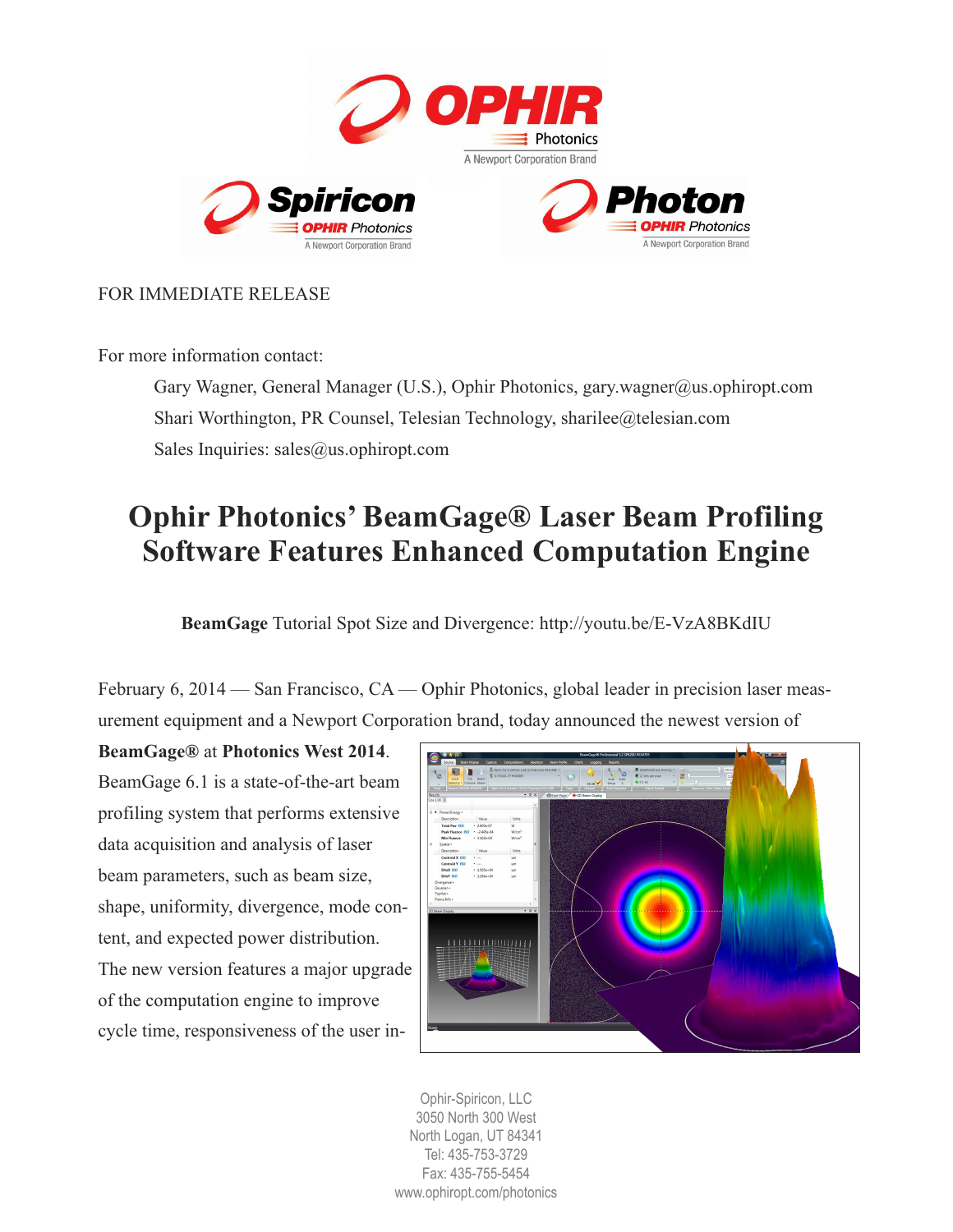FOR IMMEDIATE RELEASE

For more information contact:

Gary Wagner, General Manager (U.S.), Ophir Photonics, gary.wagner@us.ophiropt.com

Shari Worthington, PR Counsel, Telesian Technology, sharilee@telesian.com

Sales Inquiries: sales@us.ophiropt.com

# Ophir Photonics' BeamGage® Laser Beam Profiling Software Features Enhanced Computation Engine

**BeamGage** Tutorial Spot Size and Divergence: http://youtu.be/E-VzA8BKdIU

February 6, 2014 — San Francisco, CA — Ophir Photonics, global leader in precision laser measurement equipment and a Newport Corporation brand, today announced the newest version of **BeamGage®** at **Photonics West 2014**. BeamGage 6.1 is a state-of-the-art beam profiling system that performs extensive data acquisition and analysis of laser beam parameters, such as beam size, shape, uniformity, divergence, mode content, and expected power distribution. The new version features a major upgrade of the computation engine to improve cycle time, responsiveness of the user in-

Ophir-Spiricon, LLC
3050 North 300 West
North Logan, UT 84341
Tel: 435-753-3729
Fax: 435-755-5454
www.ophiropt.com/photonics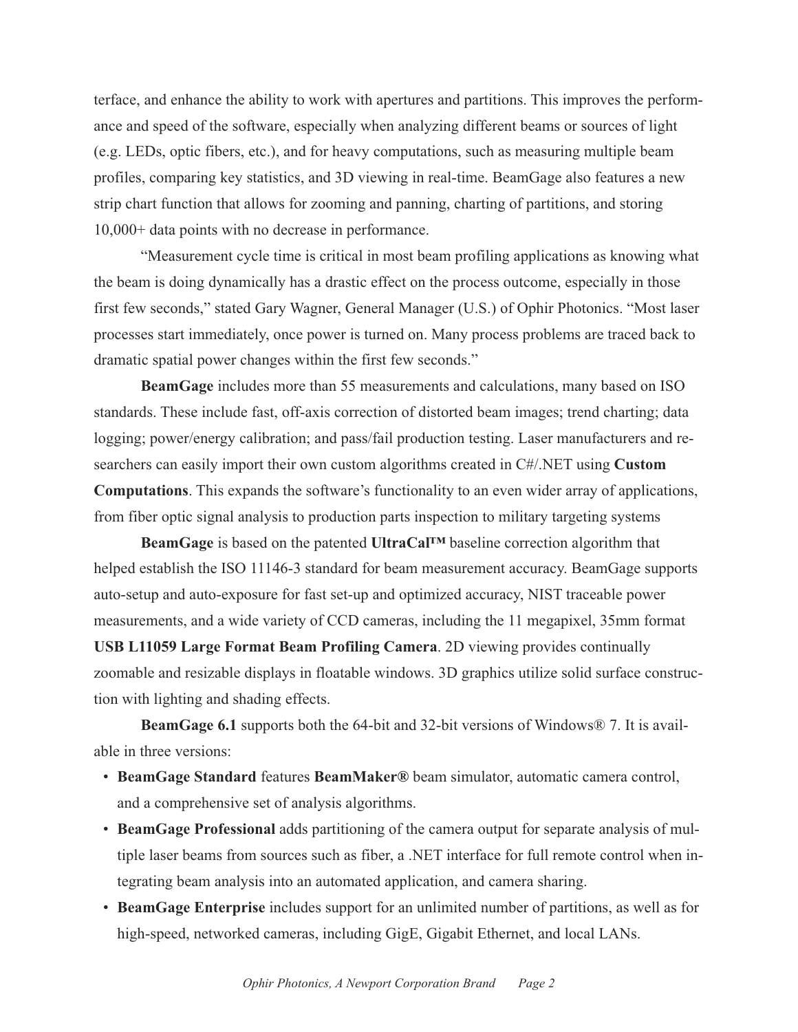terface, and enhance the ability to work with apertures and partitions. This improves the performance and speed of the software, especially when analyzing different beams or sources of light (e.g. LEDs, optic fibers, etc.), and for heavy computations, such as measuring multiple beam profiles, comparing key statistics, and 3D viewing in real-time. BeamGage also features a new strip chart function that allows for zooming and panning, charting of partitions, and storing 10,000+ data points with no decrease in performance.

"Measurement cycle time is critical in most beam profiling applications as knowing what the beam is doing dynamically has a drastic effect on the process outcome, especially in those first few seconds," stated Gary Wagner, General Manager (U.S.) of Ophir Photonics. "Most laser processes start immediately, once power is turned on. Many process problems are traced back to dramatic spatial power changes within the first few seconds."

**BeamGage** includes more than 55 measurements and calculations, many based on ISO standards. These include fast, off-axis correction of distorted beam images; trend charting; data logging; power/energy calibration; and pass/fail production testing. Laser manufacturers and researchers can easily import their own custom algorithms created in C#/.NET using **Custom Computations**. This expands the software's functionality to an even wider array of applications, from fiber optic signal analysis to production parts inspection to military targeting systems

**BeamGage** is based on the patented **UltraCal™** baseline correction algorithm that helped establish the ISO 11146-3 standard for beam measurement accuracy. BeamGage supports auto-setup and auto-exposure for fast set-up and optimized accuracy, NIST traceable power measurements, and a wide variety of CCD cameras, including the 11 megapixel, 35mm format **USB L11059 Large Format Beam Profiling Camera**. 2D viewing provides continually zoomable and resizable displays in floatable windows. 3D graphics utilize solid surface construction with lighting and shading effects.

**BeamGage 6.1** supports both the 64-bit and 32-bit versions of Windows® 7. It is available in three versions:

- **BeamGage Standard** features **BeamMaker®** beam simulator, automatic camera control, and a comprehensive set of analysis algorithms.
- **BeamGage Professional** adds partitioning of the camera output for separate analysis of multiple laser beams from sources such as fiber, a .NET interface for full remote control when integrating beam analysis into an automated application, and camera sharing.
- **BeamGage Enterprise** includes support for an unlimited number of partitions, as well as for high-speed, networked cameras, including GigE, Gigabit Ethernet, and local LANs.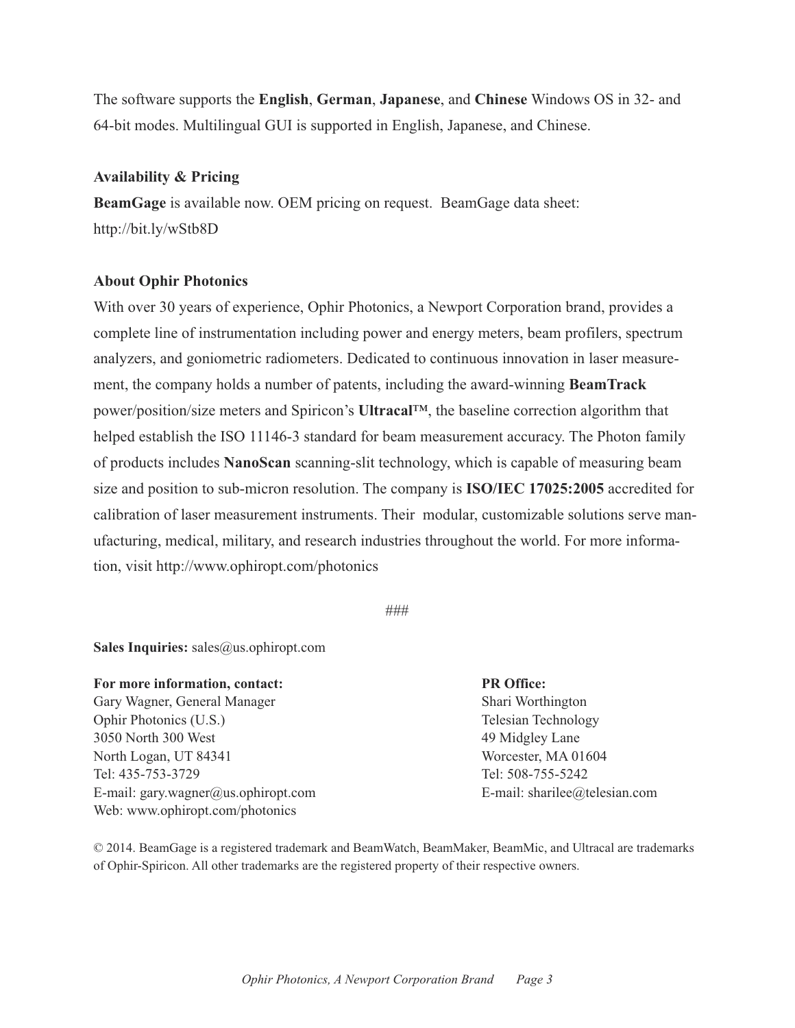The software supports the **English**, **German**, **Japanese**, and **Chinese** Windows OS in 32- and 64-bit modes. Multilingual GUI is supported in English, Japanese, and Chinese.

**Availability & Pricing**

**BeamGage** is available now. OEM pricing on request. BeamGage data sheet: http://bit.ly/wStb8D

**About Ophir Photonics**

With over 30 years of experience, Ophir Photonics, a Newport Corporation brand, provides a complete line of instrumentation including power and energy meters, beam profilers, spectrum analyzers, and goniometric radiometers. Dedicated to continuous innovation in laser measurement, the company holds a number of patents, including the award-winning **BeamTrack** power/position/size meters and Spiricon's **Ultracal™**, the baseline correction algorithm that helped establish the ISO 11146-3 standard for beam measurement accuracy. The Photon family of products includes **NanoScan** scanning-slit technology, which is capable of measuring beam size and position to sub-micron resolution. The company is **ISO/IEC 17025:2005** accredited for calibration of laser measurement instruments. Their modular, customizable solutions serve manufacturing, medical, military, and research industries throughout the world. For more information, visit http://www.ophiropt.com/photonics

###

**Sales Inquiries:** sales@us.ophiropt.com

**For more information, contact:**
Gary Wagner, General Manager
Ophir Photonics (U.S.)
3050 North 300 West
North Logan, UT 84341
Tel: 435-753-3729
E-mail: gary.wagner@us.ophiropt.com
Web: www.ophiropt.com/photonics

**PR Office:**
Shari Worthington
Telesian Technology
49 Midgley Lane
Worcester, MA 01604
Tel: 508-755-5242
E-mail: sharilee@telesian.com

© 2014. BeamGage is a registered trademark and BeamWatch, BeamMaker, BeamMic, and Ultracal are trademarks of Ophir-Spiricon. All other trademarks are the registered property of their respective owners.